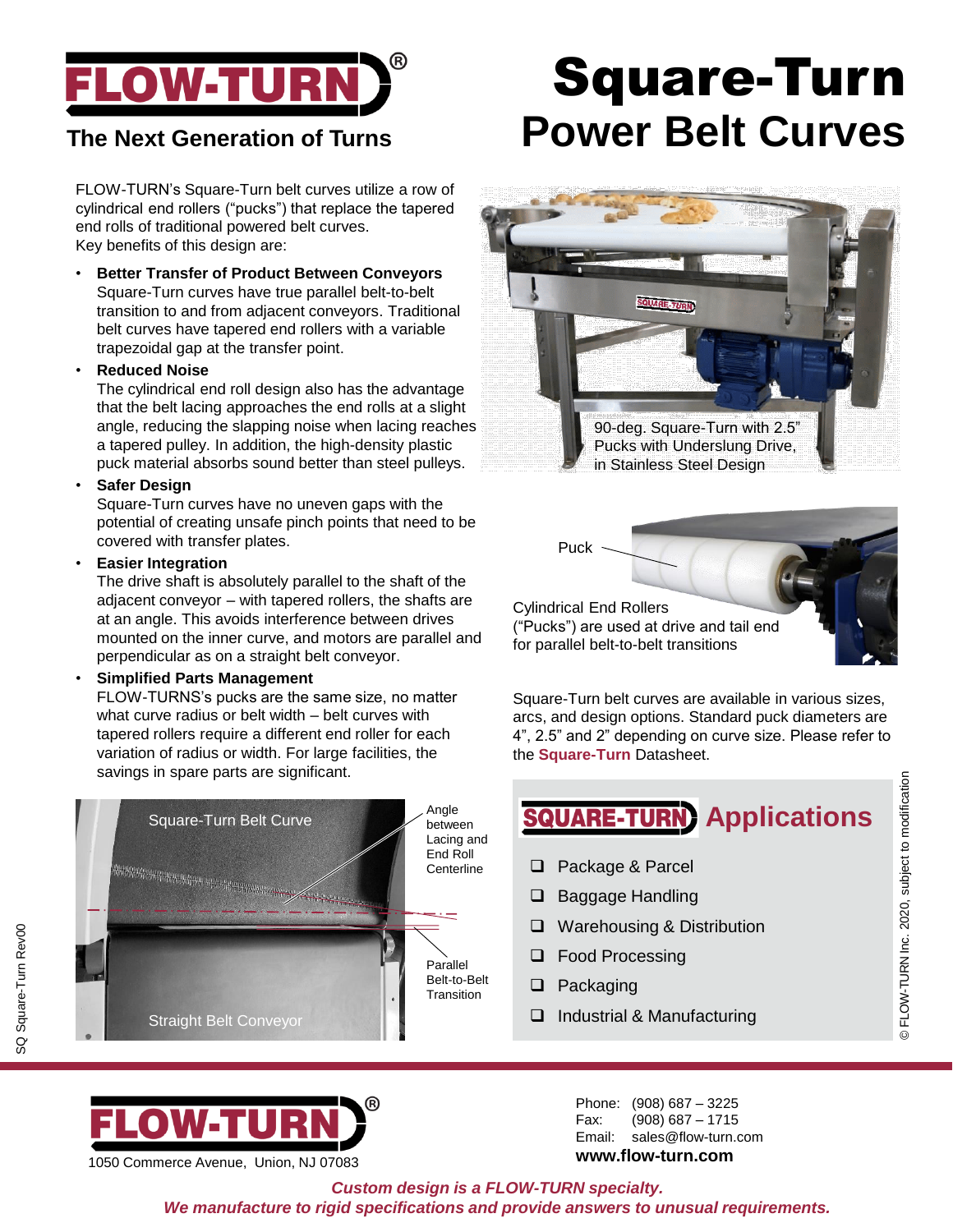# FLOW-TURN®

**The Next Generation of Turns**

# Square-Turn
## Power Belt Curves

FLOW-TURN's Square-Turn belt curves utilize a row of cylindrical end rollers ("pucks") that replace the tapered end rolls of traditional powered belt curves.
Key benefits of this design are:

- **Better Transfer of Product Between Conveyors**
  Square-Turn curves have true parallel belt-to-belt transition to and from adjacent conveyors. Traditional belt curves have tapered end rollers with a variable trapezoidal gap at the transfer point.
- **Reduced Noise**
  The cylindrical end roll design also has the advantage that the belt lacing approaches the end rolls at a slight angle, reducing the slapping noise when lacing reaches a tapered pulley. In addition, the high-density plastic puck material absorbs sound better than steel pulleys.
- **Safer Design**
  Square-Turn curves have no uneven gaps with the potential of creating unsafe pinch points that need to be covered with transfer plates.
- **Easier Integration**
  The drive shaft is absolutely parallel to the shaft of the adjacent conveyor – with tapered rollers, the shafts are at an angle. This avoids interference between drives mounted on the inner curve, and motors are parallel and perpendicular as on a straight belt conveyor.
- **Simplified Parts Management**
  FLOW-TURNS's pucks are the same size, no matter what curve radius or belt width – belt curves with tapered rollers require a different end roller for each variation of radius or width. For large facilities, the savings in spare parts are significant.

90-deg. Square-Turn with 2.5" Pucks with Underslung Drive, in Stainless Steel Design

Puck

Cylindrical End Rollers ("Pucks") are used at drive and tail end for parallel belt-to-belt transitions

Square-Turn belt curves are available in various sizes, arcs, and design options. Standard puck diameters are 4", 2.5" and 2" depending on curve size. Please refer to the **Square-Turn** Datasheet.

Square-Turn Belt Curve

Angle between Lacing and End Roll Centerline

Parallel Belt-to-Belt Transition

Straight Belt Conveyor

## SQUARE-TURN Applications

- ❑ Package & Parcel
- ❑ Baggage Handling
- ❑ Warehousing & Distribution
- ❑ Food Processing
- ❑ Packaging
- ❑ Industrial & Manufacturing

© FLOW-TURN Inc. 2020, subject to modification

SQ Square-Turn Rev00

**FLOW-TURN®**
1050 Commerce Avenue, Union, NJ 07083

Phone: (908) 687 – 3225
Fax: (908) 687 – 1715
Email: sales@flow-turn.com
**www.flow-turn.com**

***Custom design is a FLOW-TURN specialty.***
***We manufacture to rigid specifications and provide answers to unusual requirements.***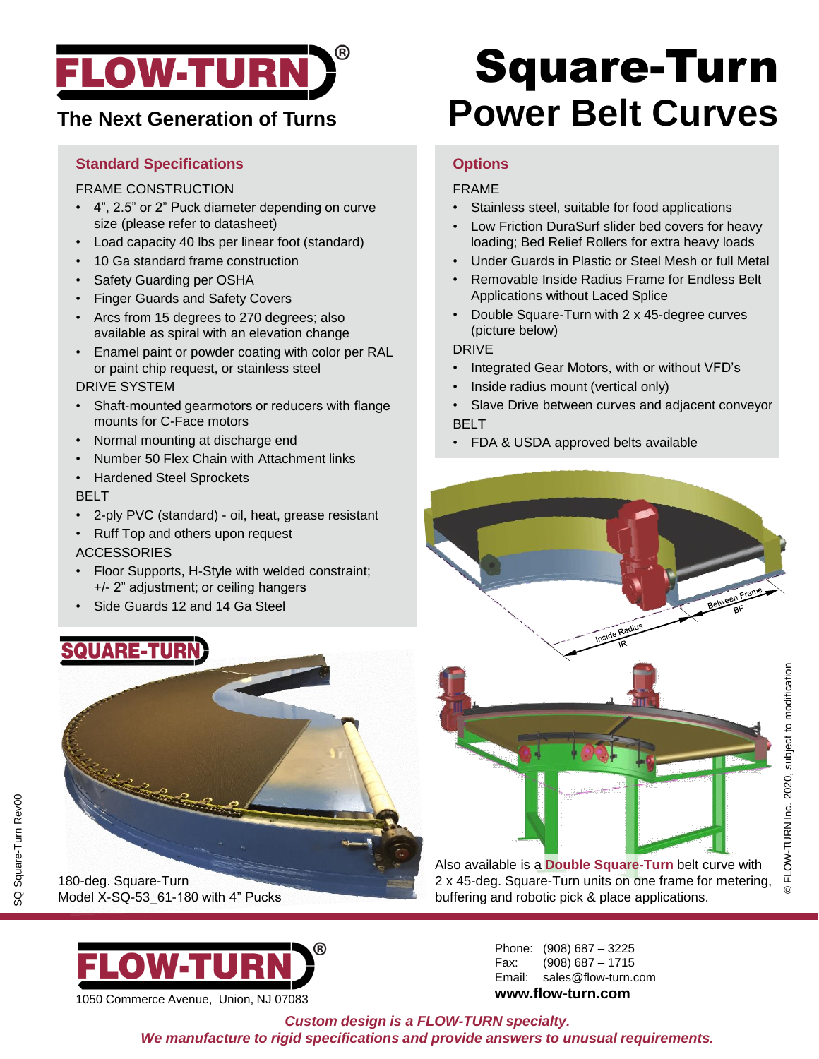# FLOW-TURN®

**The Next Generation of Turns**

# Square-Turn
## Power Belt Curves

### Standard Specifications

FRAME CONSTRUCTION

- 4", 2.5" or 2" Puck diameter depending on curve size (please refer to datasheet)
- Load capacity 40 lbs per linear foot (standard)
- 10 Ga standard frame construction
- Safety Guarding per OSHA
- Finger Guards and Safety Covers
- Arcs from 15 degrees to 270 degrees; also available as spiral with an elevation change
- Enamel paint or powder coating with color per RAL or paint chip request, or stainless steel

DRIVE SYSTEM

- Shaft-mounted gearmotors or reducers with flange mounts for C-Face motors
- Normal mounting at discharge end
- Number 50 Flex Chain with Attachment links
- Hardened Steel Sprockets

BELT

- 2-ply PVC (standard) - oil, heat, grease resistant
- Ruff Top and others upon request

ACCESSORIES

- Floor Supports, H-Style with welded constraint; +/- 2" adjustment; or ceiling hangers
- Side Guards 12 and 14 Ga Steel

### Options

FRAME

- Stainless steel, suitable for food applications
- Low Friction DuraSurf slider bed covers for heavy loading; Bed Relief Rollers for extra heavy loads
- Under Guards in Plastic or Steel Mesh or full Metal
- Removable Inside Radius Frame for Endless Belt Applications without Laced Splice
- Double Square-Turn with 2 x 45-degree curves (picture below)

DRIVE

- Integrated Gear Motors, with or without VFD's
- Inside radius mount (vertical only)
- Slave Drive between curves and adjacent conveyor

BELT

- FDA & USDA approved belts available

Between Frame BF

Inside Radius IR

SQUARE-TURN

180-deg. Square-Turn
Model X-SQ-53_61-180 with 4" Pucks

Also available is a **Double Square-Turn** belt curve with 2 x 45-deg. Square-Turn units on one frame for metering, buffering and robotic pick & place applications.

© FLOW-TURN Inc. 2020, subject to modification

SQ Square-Turn Rev00

FLOW-TURN®
1050 Commerce Avenue, Union, NJ 07083

Phone: (908) 687 – 3225
Fax: (908) 687 – 1715
Email: sales@flow-turn.com
**www.flow-turn.com**

***Custom design is a FLOW-TURN specialty.***
***We manufacture to rigid specifications and provide answers to unusual requirements.***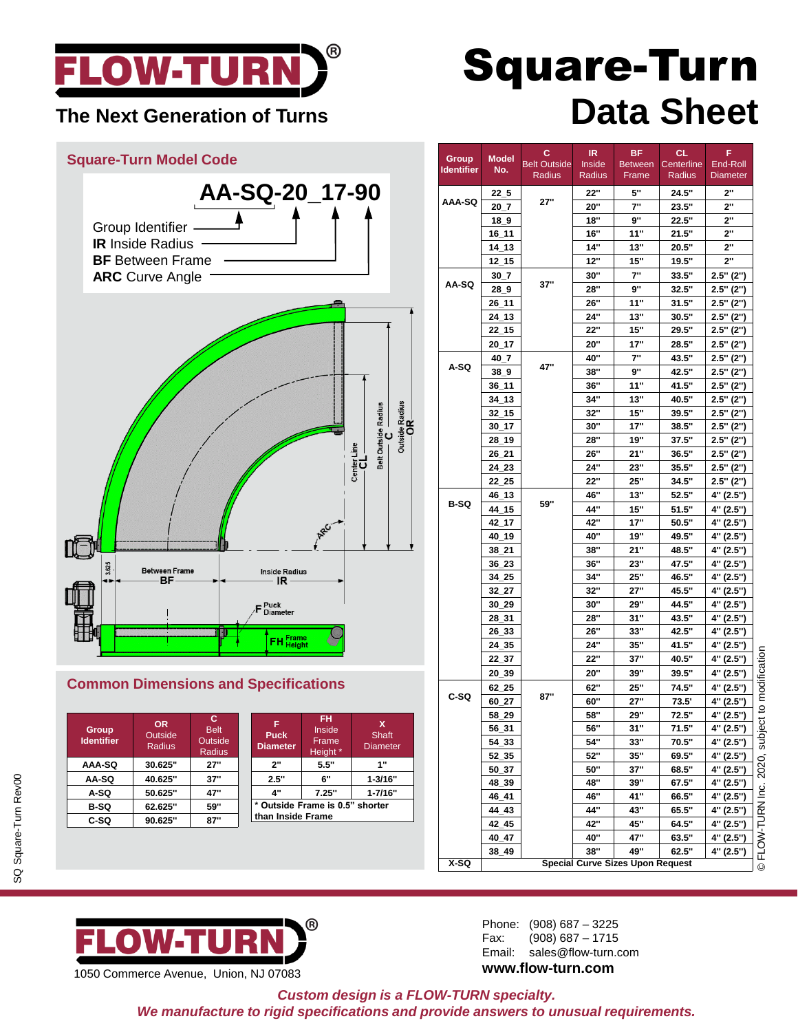# FLOW-TURN®

**The Next Generation of Turns**

# Square-Turn Data Sheet

## Square-Turn Model Code

**AA-SQ-20_17-90**

- Group Identifier
- **IR** Inside Radius
- **BF** Between Frame
- **ARC** Curve Angle

Center Line CL
Belt Outside Radius C
Outside Radius OR
ARC
3.625
Between Frame BF
Inside Radius IR
F Puck Diameter
FH Frame Height

| Group Identifier | Model No. | C Belt Outside Radius | IR Inside Radius | BF Between Frame | CL Centerline Radius | F End-Roll Diameter |
|---|---|---|---|---|---|---|
| AAA-SQ | 22_5 | 27" | 22" | 5" | 24.5" | 2" |
| | 20_7 | | 20" | 7" | 23.5" | 2" |
| | 18_9 | | 18" | 9" | 22.5" | 2" |
| | 16_11 | | 16" | 11" | 21.5" | 2" |
| | 14_13 | | 14" | 13" | 20.5" | 2" |
| | 12_15 | | 12" | 15" | 19.5" | 2" |
| AA-SQ | 30_7 | 37" | 30" | 7" | 33.5" | 2.5" (2") |
| | 28_9 | | 28" | 9" | 32.5" | 2.5" (2") |
| | 26_11 | | 26" | 11" | 31.5" | 2.5" (2") |
| | 24_13 | | 24" | 13" | 30.5" | 2.5" (2") |
| | 22_15 | | 22" | 15" | 29.5" | 2.5" (2") |
| | 20_17 | | 20" | 17" | 28.5" | 2.5" (2") |
| A-SQ | 40_7 | 47" | 40" | 7" | 43.5" | 2.5" (2") |
| | 38_9 | | 38" | 9" | 42.5" | 2.5" (2") |
| | 36_11 | | 36" | 11" | 41.5" | 2.5" (2") |
| | 34_13 | | 34" | 13" | 40.5" | 2.5" (2") |
| | 32_15 | | 32" | 15" | 39.5" | 2.5" (2") |
| | 30_17 | | 30" | 17" | 38.5" | 2.5" (2") |
| | 28_19 | | 28" | 19" | 37.5" | 2.5" (2") |
| | 26_21 | | 26" | 21" | 36.5" | 2.5" (2") |
| | 24_23 | | 24" | 23" | 35.5" | 2.5" (2") |
| | 22_25 | | 22" | 25" | 34.5" | 2.5" (2") |
| B-SQ | 46_13 | 59" | 46" | 13" | 52.5" | 4" (2.5") |
| | 44_15 | | 44" | 15" | 51.5" | 4" (2.5") |
| | 42_17 | | 42" | 17" | 50.5" | 4" (2.5") |
| | 40_19 | | 40" | 19" | 49.5" | 4" (2.5") |
| | 38_21 | | 38" | 21" | 48.5" | 4" (2.5") |
| | 36_23 | | 36" | 23" | 47.5" | 4" (2.5") |
| | 34_25 | | 34" | 25" | 46.5" | 4" (2.5") |
| | 32_27 | | 32" | 27" | 45.5" | 4" (2.5") |
| | 30_29 | | 30" | 29" | 44.5" | 4" (2.5") |
| | 28_31 | | 28" | 31" | 43.5" | 4" (2.5") |
| | 26_33 | | 26" | 33" | 42.5" | 4" (2.5") |
| | 24_35 | | 24" | 35" | 41.5" | 4" (2.5") |
| | 22_37 | | 22" | 37" | 40.5" | 4" (2.5") |
| | 20_39 | | 20" | 39" | 39.5" | 4" (2.5") |
| C-SQ | 62_25 | 87" | 62" | 25" | 74.5" | 4" (2.5") |
| | 60_27 | | 60" | 27" | 73.5' | 4" (2.5") |
| | 58_29 | | 58" | 29" | 72.5" | 4" (2.5") |
| | 56_31 | | 56" | 31" | 71.5" | 4" (2.5") |
| | 54_33 | | 54" | 33" | 70.5" | 4" (2.5") |
| | 52_35 | | 52" | 35" | 69.5" | 4" (2.5") |
| | 50_37 | | 50" | 37" | 68.5" | 4" (2.5") |
| | 48_39 | | 48" | 39" | 67.5" | 4" (2.5") |
| | 46_41 | | 46" | 41" | 66.5" | 4" (2.5") |
| | 44_43 | | 44" | 43" | 65.5" | 4" (2.5") |
| | 42_45 | | 42" | 45" | 64.5" | 4" (2.5") |
| | 40_47 | | 40" | 47" | 63.5" | 4" (2.5") |
| | 38_49 | | 38" | 49" | 62.5" | 4" (2.5") |
| X-SQ | Special Curve Sizes Upon Request | | | | | |

## Common Dimensions and Specifications

| Group Identifier | OR Outside Radius | C Belt Outside Radius |
|---|---|---|
| AAA-SQ | 30.625" | 27" |
| AA-SQ | 40.625" | 37" |
| A-SQ | 50.625" | 47" |
| B-SQ | 62.625" | 59" |
| C-SQ | 90.625" | 87" |

| F Puck Diameter | FH Inside Frame Height * | X Shaft Diameter |
|---|---|---|
| 2" | 5.5" | 1" |
| 2.5" | 6" | 1-3/16" |
| 4" | 7.25" | 1-7/16" |

\* Outside Frame is 0.5" shorter than Inside Frame

© FLOW-TURN Inc. 2020, subject to modification

SQ Square-Turn Rev00

**FLOW-TURN®**

1050 Commerce Avenue, Union, NJ 07083

Phone: (908) 687 – 3225
Fax: (908) 687 – 1715
Email: sales@flow-turn.com
**www.flow-turn.com**

*Custom design is a FLOW-TURN specialty.*
*We manufacture to rigid specifications and provide answers to unusual requirements.*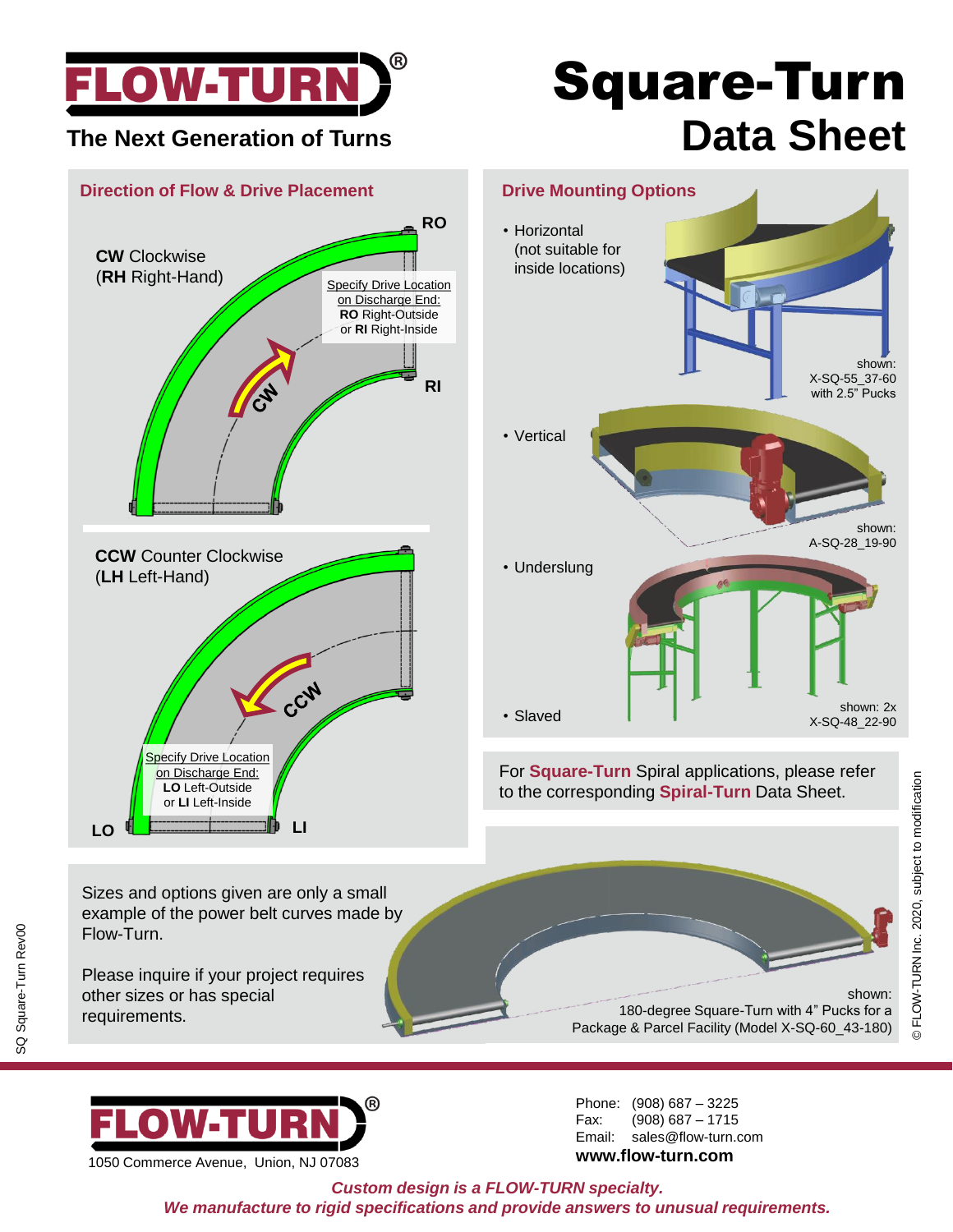# Square-Turn Data Sheet

**FLOW-TURN®**

**The Next Generation of Turns**

## Direction of Flow & Drive Placement

**CW** Clockwise
(**RH** Right-Hand)

RO

RI

CW

Specify Drive Location on Discharge End:
**RO** Right-Outside
or **RI** Right-Inside

**CCW** Counter Clockwise
(**LH** Left-Hand)

CCW

Specify Drive Location on Discharge End:
**LO** Left-Outside
or **LI** Left-Inside

LO

LI

## Drive Mounting Options

- Horizontal (not suitable for inside locations)

shown:
X-SQ-55_37-60
with 2.5" Pucks

- Vertical

shown:
A-SQ-28_19-90

- Underslung

- Slaved

shown: 2x
X-SQ-48_22-90

For **Square-Turn** Spiral applications, please refer to the corresponding **Spiral-Turn** Data Sheet.

Sizes and options given are only a small example of the power belt curves made by Flow-Turn.

Please inquire if your project requires other sizes or has special requirements.

shown:
180-degree Square-Turn with 4" Pucks for a Package & Parcel Facility (Model X-SQ-60_43-180)

© FLOW-TURN Inc. 2020, subject to modification

SQ Square-Turn Rev00

**FLOW-TURN®**

1050 Commerce Avenue, Union, NJ 07083

Phone: (908) 687 – 3225
Fax: (908) 687 – 1715
Email: sales@flow-turn.com
**www.flow-turn.com**

***Custom design is a FLOW-TURN specialty.***
***We manufacture to rigid specifications and provide answers to unusual requirements.***